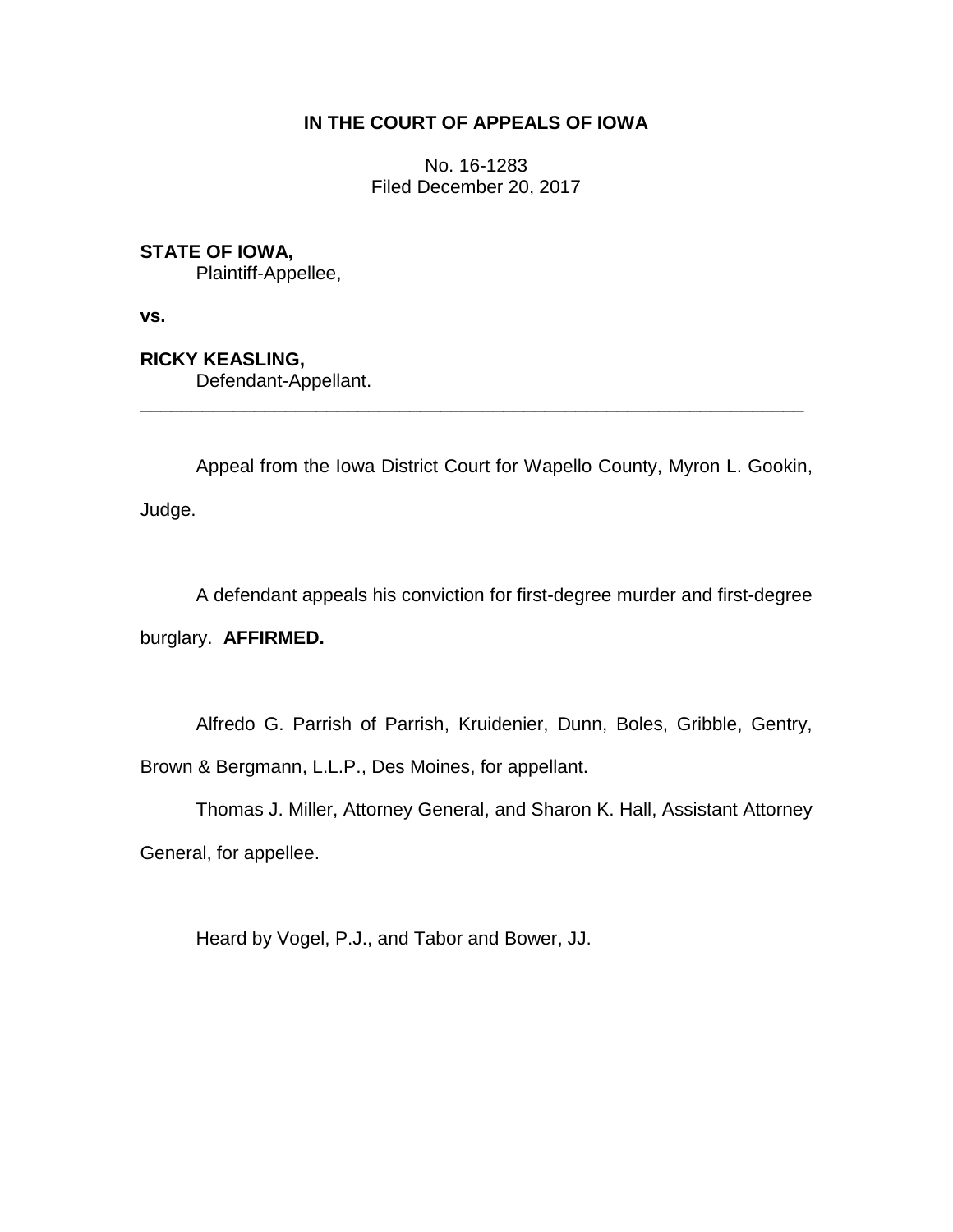**IN THE COURT OF APPEALS OF IOWA**

No. 16-1283
Filed December 20, 2017

**STATE OF IOWA,**
Plaintiff-Appellee,

**vs.**

**RICKY KEASLING,**
Defendant-Appellant.

---

Appeal from the Iowa District Court for Wapello County, Myron L. Gookin, Judge.

A defendant appeals his conviction for first-degree murder and first-degree burglary. **AFFIRMED.**

Alfredo G. Parrish of Parrish, Kruidenier, Dunn, Boles, Gribble, Gentry, Brown & Bergmann, L.L.P., Des Moines, for appellant.

Thomas J. Miller, Attorney General, and Sharon K. Hall, Assistant Attorney General, for appellee.

Heard by Vogel, P.J., and Tabor and Bower, JJ.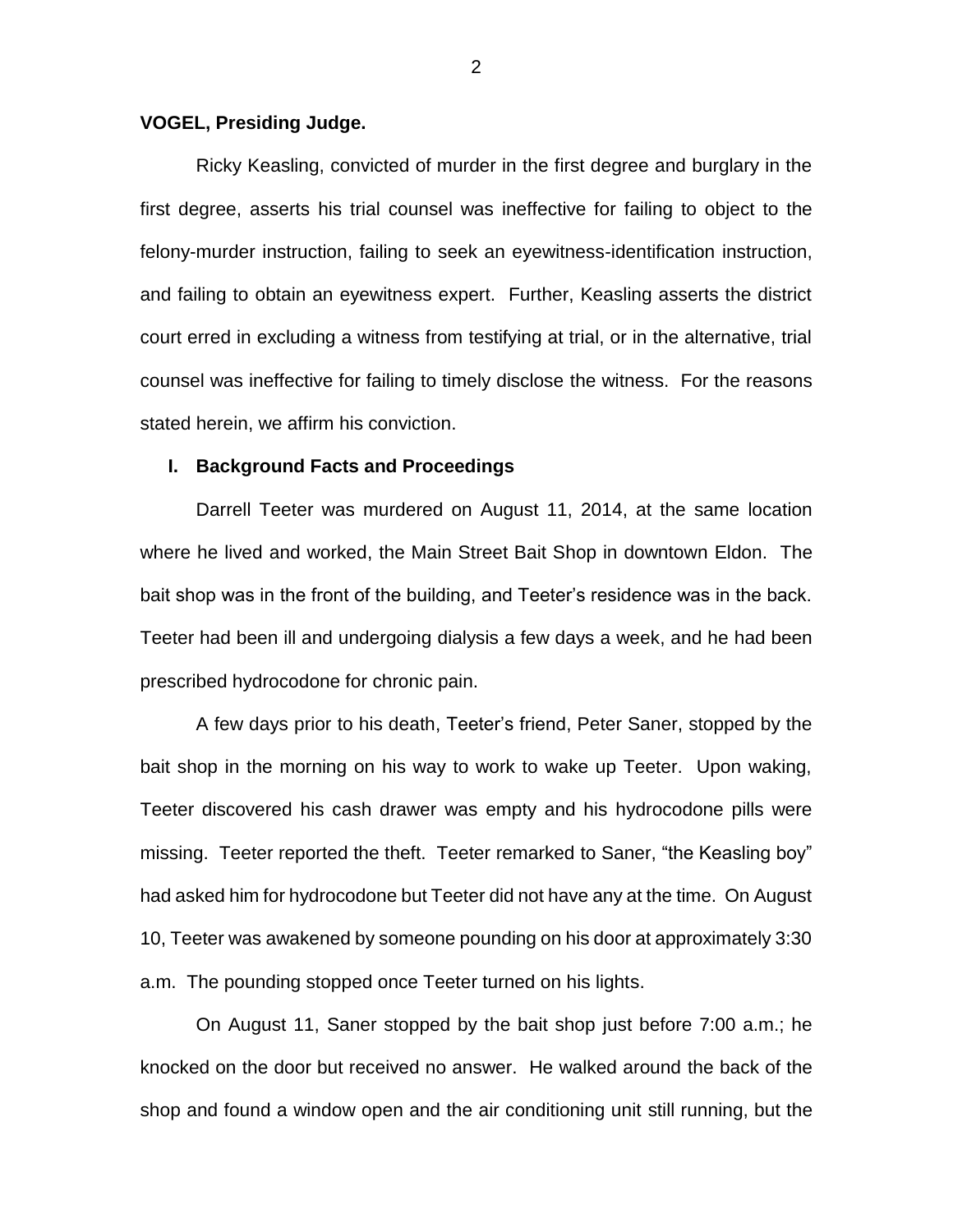**VOGEL, Presiding Judge.**

Ricky Keasling, convicted of murder in the first degree and burglary in the first degree, asserts his trial counsel was ineffective for failing to object to the felony-murder instruction, failing to seek an eyewitness-identification instruction, and failing to obtain an eyewitness expert. Further, Keasling asserts the district court erred in excluding a witness from testifying at trial, or in the alternative, trial counsel was ineffective for failing to timely disclose the witness. For the reasons stated herein, we affirm his conviction.

## I. Background Facts and Proceedings

Darrell Teeter was murdered on August 11, 2014, at the same location where he lived and worked, the Main Street Bait Shop in downtown Eldon. The bait shop was in the front of the building, and Teeter's residence was in the back. Teeter had been ill and undergoing dialysis a few days a week, and he had been prescribed hydrocodone for chronic pain.

A few days prior to his death, Teeter's friend, Peter Saner, stopped by the bait shop in the morning on his way to work to wake up Teeter. Upon waking, Teeter discovered his cash drawer was empty and his hydrocodone pills were missing. Teeter reported the theft. Teeter remarked to Saner, "the Keasling boy" had asked him for hydrocodone but Teeter did not have any at the time. On August 10, Teeter was awakened by someone pounding on his door at approximately 3:30 a.m. The pounding stopped once Teeter turned on his lights.

On August 11, Saner stopped by the bait shop just before 7:00 a.m.; he knocked on the door but received no answer. He walked around the back of the shop and found a window open and the air conditioning unit still running, but the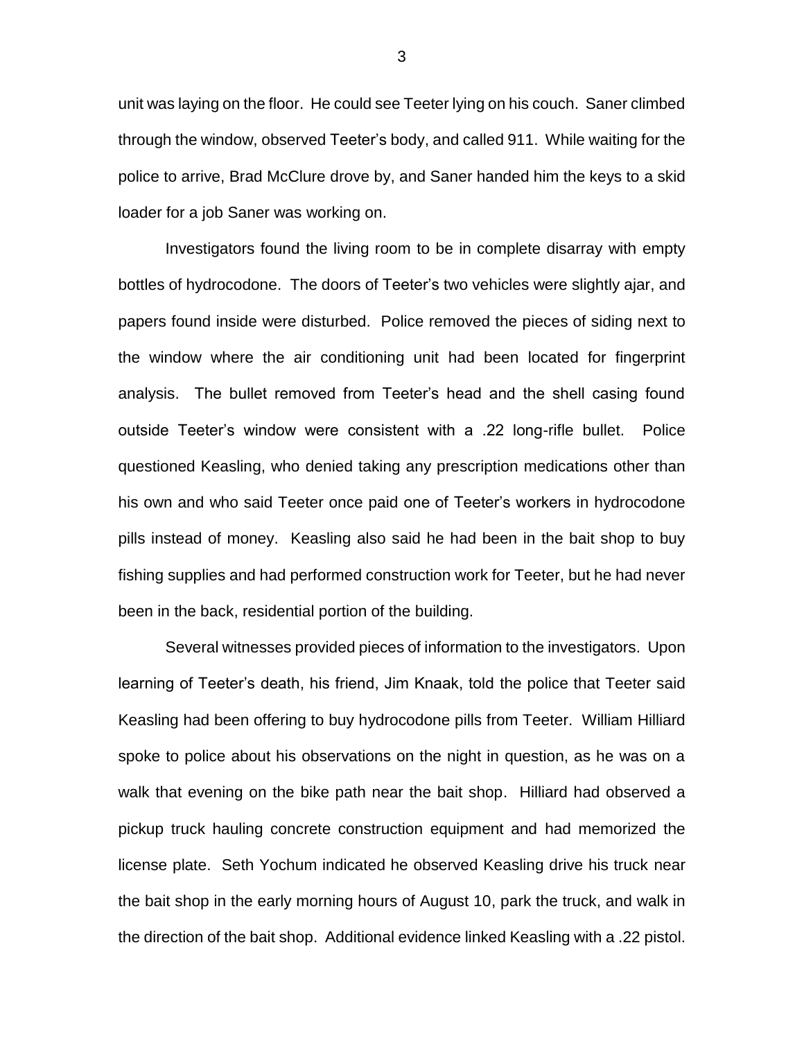unit was laying on the floor. He could see Teeter lying on his couch. Saner climbed through the window, observed Teeter's body, and called 911. While waiting for the police to arrive, Brad McClure drove by, and Saner handed him the keys to a skid loader for a job Saner was working on.

Investigators found the living room to be in complete disarray with empty bottles of hydrocodone. The doors of Teeter's two vehicles were slightly ajar, and papers found inside were disturbed. Police removed the pieces of siding next to the window where the air conditioning unit had been located for fingerprint analysis. The bullet removed from Teeter's head and the shell casing found outside Teeter's window were consistent with a .22 long-rifle bullet. Police questioned Keasling, who denied taking any prescription medications other than his own and who said Teeter once paid one of Teeter's workers in hydrocodone pills instead of money. Keasling also said he had been in the bait shop to buy fishing supplies and had performed construction work for Teeter, but he had never been in the back, residential portion of the building.

Several witnesses provided pieces of information to the investigators. Upon learning of Teeter's death, his friend, Jim Knaak, told the police that Teeter said Keasling had been offering to buy hydrocodone pills from Teeter. William Hilliard spoke to police about his observations on the night in question, as he was on a walk that evening on the bike path near the bait shop. Hilliard had observed a pickup truck hauling concrete construction equipment and had memorized the license plate. Seth Yochum indicated he observed Keasling drive his truck near the bait shop in the early morning hours of August 10, park the truck, and walk in the direction of the bait shop. Additional evidence linked Keasling with a .22 pistol.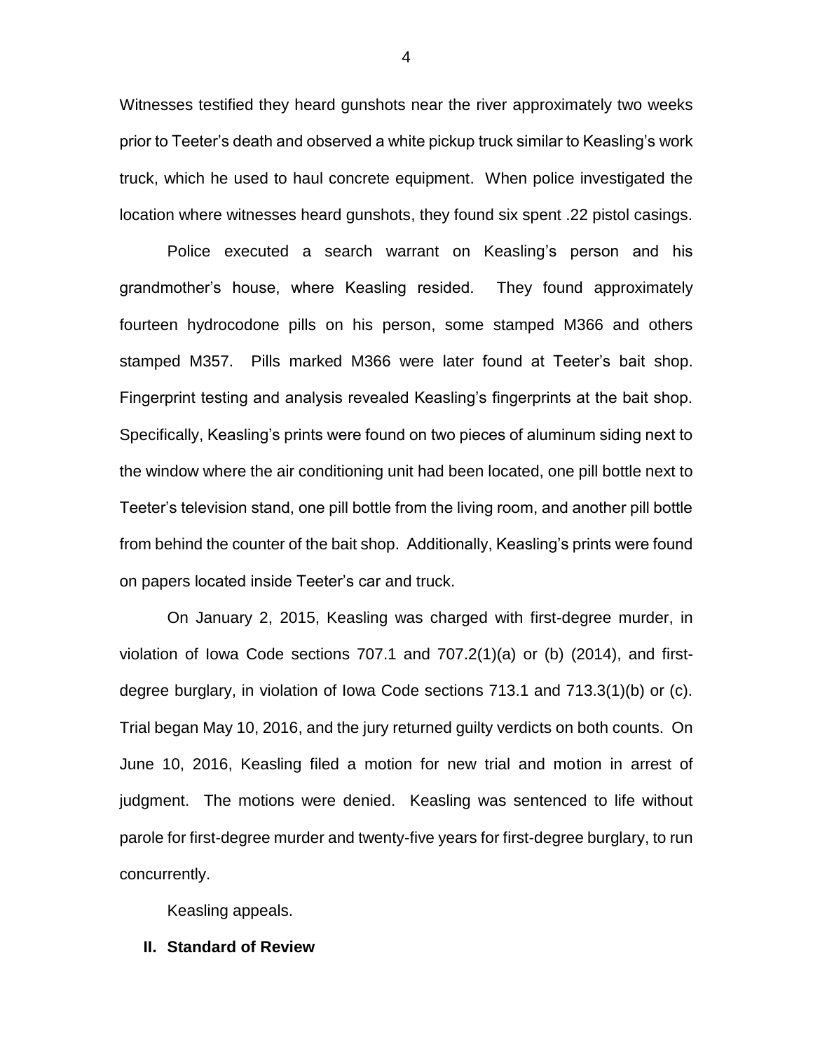Witnesses testified they heard gunshots near the river approximately two weeks prior to Teeter's death and observed a white pickup truck similar to Keasling's work truck, which he used to haul concrete equipment. When police investigated the location where witnesses heard gunshots, they found six spent .22 pistol casings.

Police executed a search warrant on Keasling's person and his grandmother's house, where Keasling resided. They found approximately fourteen hydrocodone pills on his person, some stamped M366 and others stamped M357. Pills marked M366 were later found at Teeter's bait shop. Fingerprint testing and analysis revealed Keasling's fingerprints at the bait shop. Specifically, Keasling's prints were found on two pieces of aluminum siding next to the window where the air conditioning unit had been located, one pill bottle next to Teeter's television stand, one pill bottle from the living room, and another pill bottle from behind the counter of the bait shop. Additionally, Keasling's prints were found on papers located inside Teeter's car and truck.

On January 2, 2015, Keasling was charged with first-degree murder, in violation of Iowa Code sections 707.1 and 707.2(1)(a) or (b) (2014), and first-degree burglary, in violation of Iowa Code sections 713.1 and 713.3(1)(b) or (c). Trial began May 10, 2016, and the jury returned guilty verdicts on both counts. On June 10, 2016, Keasling filed a motion for new trial and motion in arrest of judgment. The motions were denied. Keasling was sentenced to life without parole for first-degree murder and twenty-five years for first-degree burglary, to run concurrently.

Keasling appeals.

## II. Standard of Review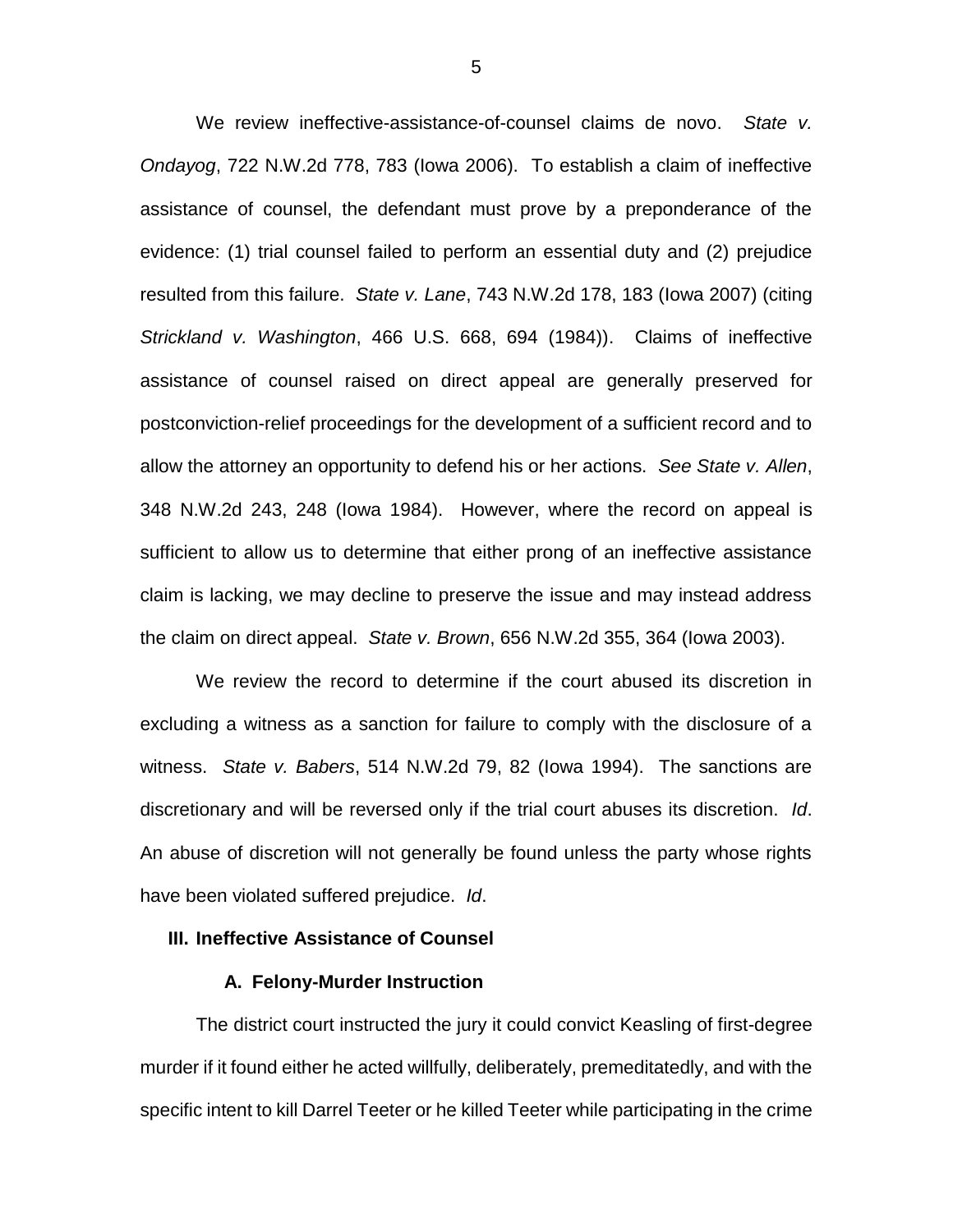We review ineffective-assistance-of-counsel claims de novo. *State v. Ondayog*, 722 N.W.2d 778, 783 (Iowa 2006). To establish a claim of ineffective assistance of counsel, the defendant must prove by a preponderance of the evidence: (1) trial counsel failed to perform an essential duty and (2) prejudice resulted from this failure. *State v. Lane*, 743 N.W.2d 178, 183 (Iowa 2007) (citing *Strickland v. Washington*, 466 U.S. 668, 694 (1984)). Claims of ineffective assistance of counsel raised on direct appeal are generally preserved for postconviction-relief proceedings for the development of a sufficient record and to allow the attorney an opportunity to defend his or her actions. *See State v. Allen*, 348 N.W.2d 243, 248 (Iowa 1984). However, where the record on appeal is sufficient to allow us to determine that either prong of an ineffective assistance claim is lacking, we may decline to preserve the issue and may instead address the claim on direct appeal. *State v. Brown*, 656 N.W.2d 355, 364 (Iowa 2003).

We review the record to determine if the court abused its discretion in excluding a witness as a sanction for failure to comply with the disclosure of a witness. *State v. Babers*, 514 N.W.2d 79, 82 (Iowa 1994). The sanctions are discretionary and will be reversed only if the trial court abuses its discretion. *Id*. An abuse of discretion will not generally be found unless the party whose rights have been violated suffered prejudice. *Id*.

## III. Ineffective Assistance of Counsel

### A. Felony-Murder Instruction

The district court instructed the jury it could convict Keasling of first-degree murder if it found either he acted willfully, deliberately, premeditatedly, and with the specific intent to kill Darrel Teeter or he killed Teeter while participating in the crime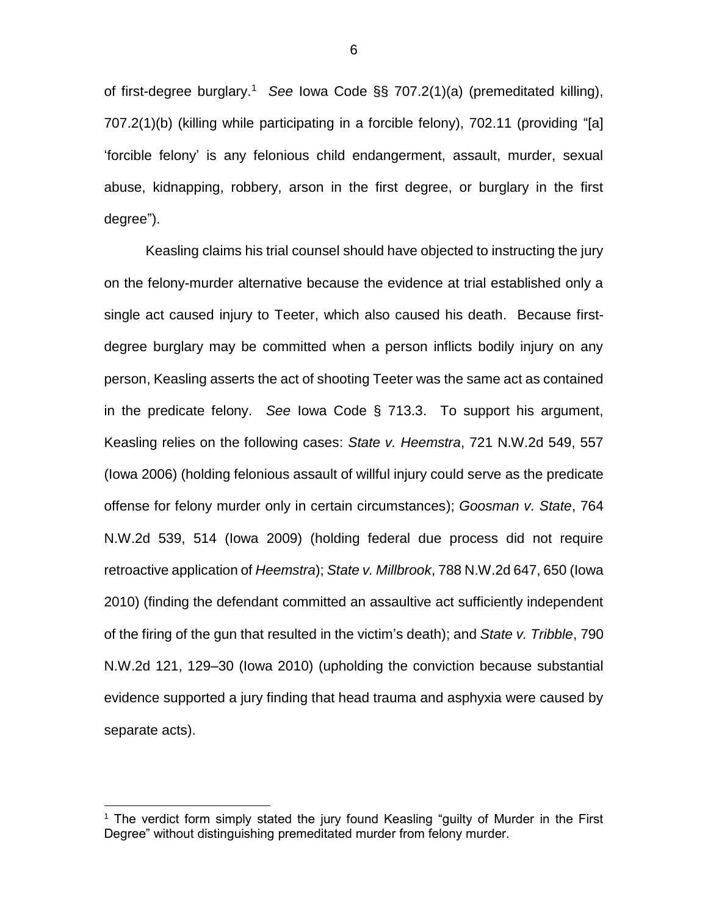of first-degree burglary.[1] *See* Iowa Code §§ 707.2(1)(a) (premeditated killing), 707.2(1)(b) (killing while participating in a forcible felony), 702.11 (providing "[a] 'forcible felony' is any felonious child endangerment, assault, murder, sexual abuse, kidnapping, robbery, arson in the first degree, or burglary in the first degree").

Keasling claims his trial counsel should have objected to instructing the jury on the felony-murder alternative because the evidence at trial established only a single act caused injury to Teeter, which also caused his death. Because first-degree burglary may be committed when a person inflicts bodily injury on any person, Keasling asserts the act of shooting Teeter was the same act as contained in the predicate felony. *See* Iowa Code § 713.3. To support his argument, Keasling relies on the following cases: *State v. Heemstra*, 721 N.W.2d 549, 557 (Iowa 2006) (holding felonious assault of willful injury could serve as the predicate offense for felony murder only in certain circumstances); *Goosman v. State*, 764 N.W.2d 539, 514 (Iowa 2009) (holding federal due process did not require retroactive application of *Heemstra*); *State v. Millbrook*, 788 N.W.2d 647, 650 (Iowa 2010) (finding the defendant committed an assaultive act sufficiently independent of the firing of the gun that resulted in the victim's death); and *State v. Tribble*, 790 N.W.2d 121, 129–30 (Iowa 2010) (upholding the conviction because substantial evidence supported a jury finding that head trauma and asphyxia were caused by separate acts).

---

[1] The verdict form simply stated the jury found Keasling "guilty of Murder in the First Degree" without distinguishing premeditated murder from felony murder.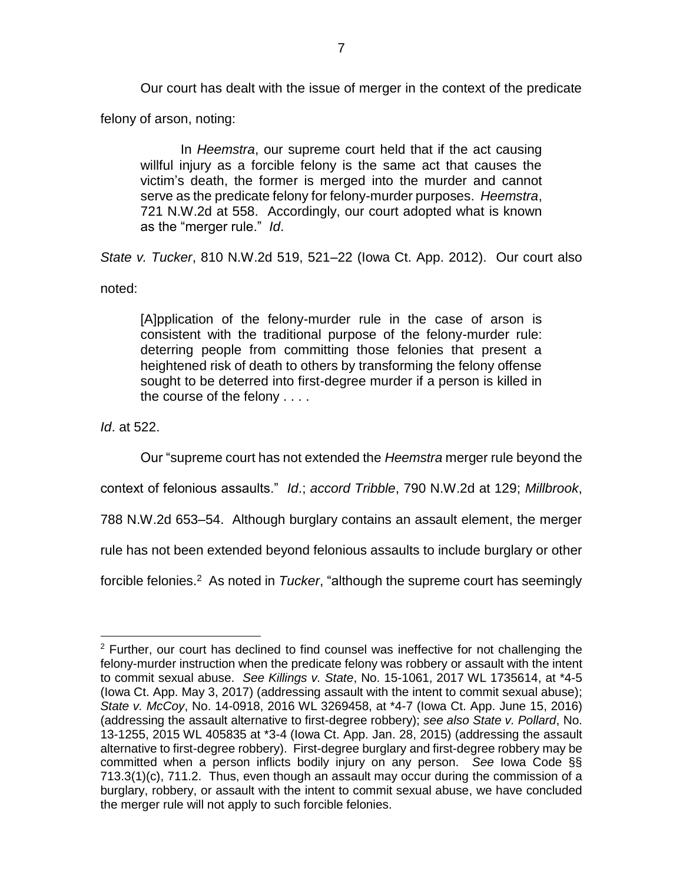Our court has dealt with the issue of merger in the context of the predicate felony of arson, noting:

> In *Heemstra*, our supreme court held that if the act causing willful injury as a forcible felony is the same act that causes the victim's death, the former is merged into the murder and cannot serve as the predicate felony for felony-murder purposes. *Heemstra*, 721 N.W.2d at 558. Accordingly, our court adopted what is known as the "merger rule." *Id*.

*State v. Tucker*, 810 N.W.2d 519, 521–22 (Iowa Ct. App. 2012). Our court also noted:

> [A]pplication of the felony-murder rule in the case of arson is consistent with the traditional purpose of the felony-murder rule: deterring people from committing those felonies that present a heightened risk of death to others by transforming the felony offense sought to be deterred into first-degree murder if a person is killed in the course of the felony . . . .

*Id*. at 522.

Our "supreme court has not extended the *Heemstra* merger rule beyond the context of felonious assaults." *Id*.; *accord Tribble*, 790 N.W.2d at 129; *Millbrook*, 788 N.W.2d 653–54. Although burglary contains an assault element, the merger rule has not been extended beyond felonious assaults to include burglary or other forcible felonies.[2] As noted in *Tucker*, "although the supreme court has seemingly

[2] Further, our court has declined to find counsel was ineffective for not challenging the felony-murder instruction when the predicate felony was robbery or assault with the intent to commit sexual abuse. *See Killings v. State*, No. 15-1061, 2017 WL 1735614, at \*4-5 (Iowa Ct. App. May 3, 2017) (addressing assault with the intent to commit sexual abuse); *State v. McCoy*, No. 14-0918, 2016 WL 3269458, at \*4-7 (Iowa Ct. App. June 15, 2016) (addressing the assault alternative to first-degree robbery); *see also State v. Pollard*, No. 13-1255, 2015 WL 405835 at \*3-4 (Iowa Ct. App. Jan. 28, 2015) (addressing the assault alternative to first-degree robbery). First-degree burglary and first-degree robbery may be committed when a person inflicts bodily injury on any person. *See* Iowa Code §§ 713.3(1)(c), 711.2. Thus, even though an assault may occur during the commission of a burglary, robbery, or assault with the intent to commit sexual abuse, we have concluded the merger rule will not apply to such forcible felonies.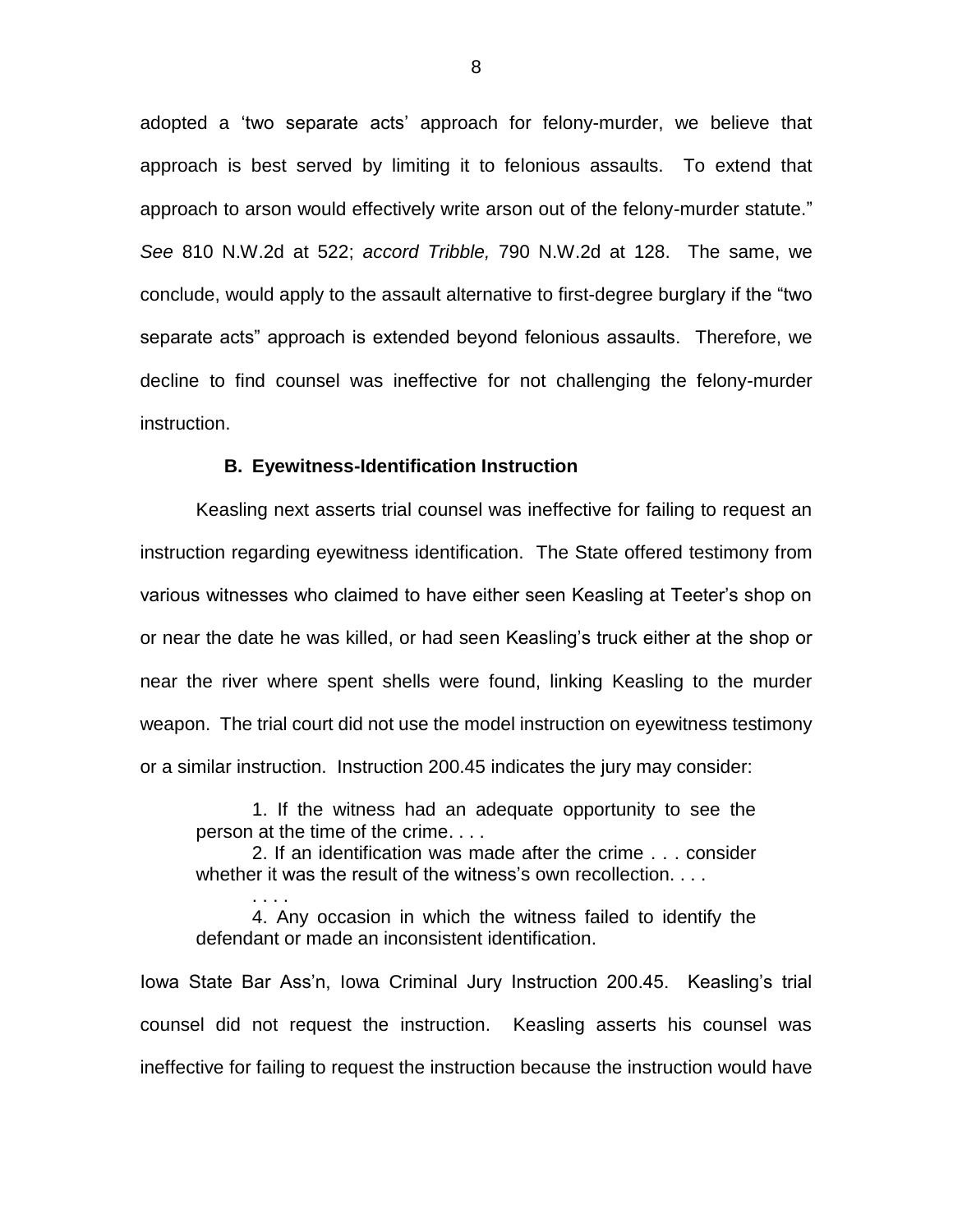adopted a 'two separate acts' approach for felony-murder, we believe that approach is best served by limiting it to felonious assaults. To extend that approach to arson would effectively write arson out of the felony-murder statute." *See* 810 N.W.2d at 522; *accord Tribble,* 790 N.W.2d at 128. The same, we conclude, would apply to the assault alternative to first-degree burglary if the "two separate acts" approach is extended beyond felonious assaults. Therefore, we decline to find counsel was ineffective for not challenging the felony-murder instruction.

### B. Eyewitness-Identification Instruction

Keasling next asserts trial counsel was ineffective for failing to request an instruction regarding eyewitness identification. The State offered testimony from various witnesses who claimed to have either seen Keasling at Teeter's shop on or near the date he was killed, or had seen Keasling's truck either at the shop or near the river where spent shells were found, linking Keasling to the murder weapon. The trial court did not use the model instruction on eyewitness testimony or a similar instruction. Instruction 200.45 indicates the jury may consider:

> 1. If the witness had an adequate opportunity to see the person at the time of the crime. . . .
>
> 2. If an identification was made after the crime . . . consider whether it was the result of the witness's own recollection. . . .
>
> . . . .
>
> 4. Any occasion in which the witness failed to identify the defendant or made an inconsistent identification.

Iowa State Bar Ass'n, Iowa Criminal Jury Instruction 200.45. Keasling's trial counsel did not request the instruction. Keasling asserts his counsel was ineffective for failing to request the instruction because the instruction would have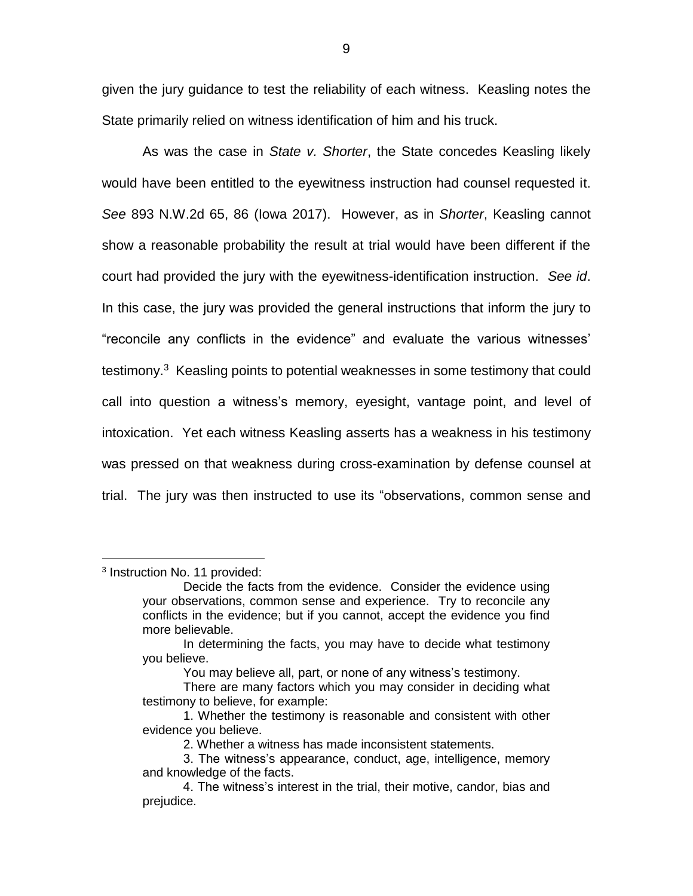given the jury guidance to test the reliability of each witness. Keasling notes the State primarily relied on witness identification of him and his truck.

As was the case in *State v. Shorter*, the State concedes Keasling likely would have been entitled to the eyewitness instruction had counsel requested it. *See* 893 N.W.2d 65, 86 (Iowa 2017). However, as in *Shorter*, Keasling cannot show a reasonable probability the result at trial would have been different if the court had provided the jury with the eyewitness-identification instruction. *See id*. In this case, the jury was provided the general instructions that inform the jury to "reconcile any conflicts in the evidence" and evaluate the various witnesses' testimony.[3] Keasling points to potential weaknesses in some testimony that could call into question a witness's memory, eyesight, vantage point, and level of intoxication. Yet each witness Keasling asserts has a weakness in his testimony was pressed on that weakness during cross-examination by defense counsel at trial. The jury was then instructed to use its "observations, common sense and

---

[3] Instruction No. 11 provided:

> Decide the facts from the evidence. Consider the evidence using your observations, common sense and experience. Try to reconcile any conflicts in the evidence; but if you cannot, accept the evidence you find more believable.
>
> In determining the facts, you may have to decide what testimony you believe.
>
> You may believe all, part, or none of any witness's testimony.
>
> There are many factors which you may consider in deciding what testimony to believe, for example:
>
> 1. Whether the testimony is reasonable and consistent with other evidence you believe.
>
> 2. Whether a witness has made inconsistent statements.
>
> 3. The witness's appearance, conduct, age, intelligence, memory and knowledge of the facts.
>
> 4. The witness's interest in the trial, their motive, candor, bias and prejudice.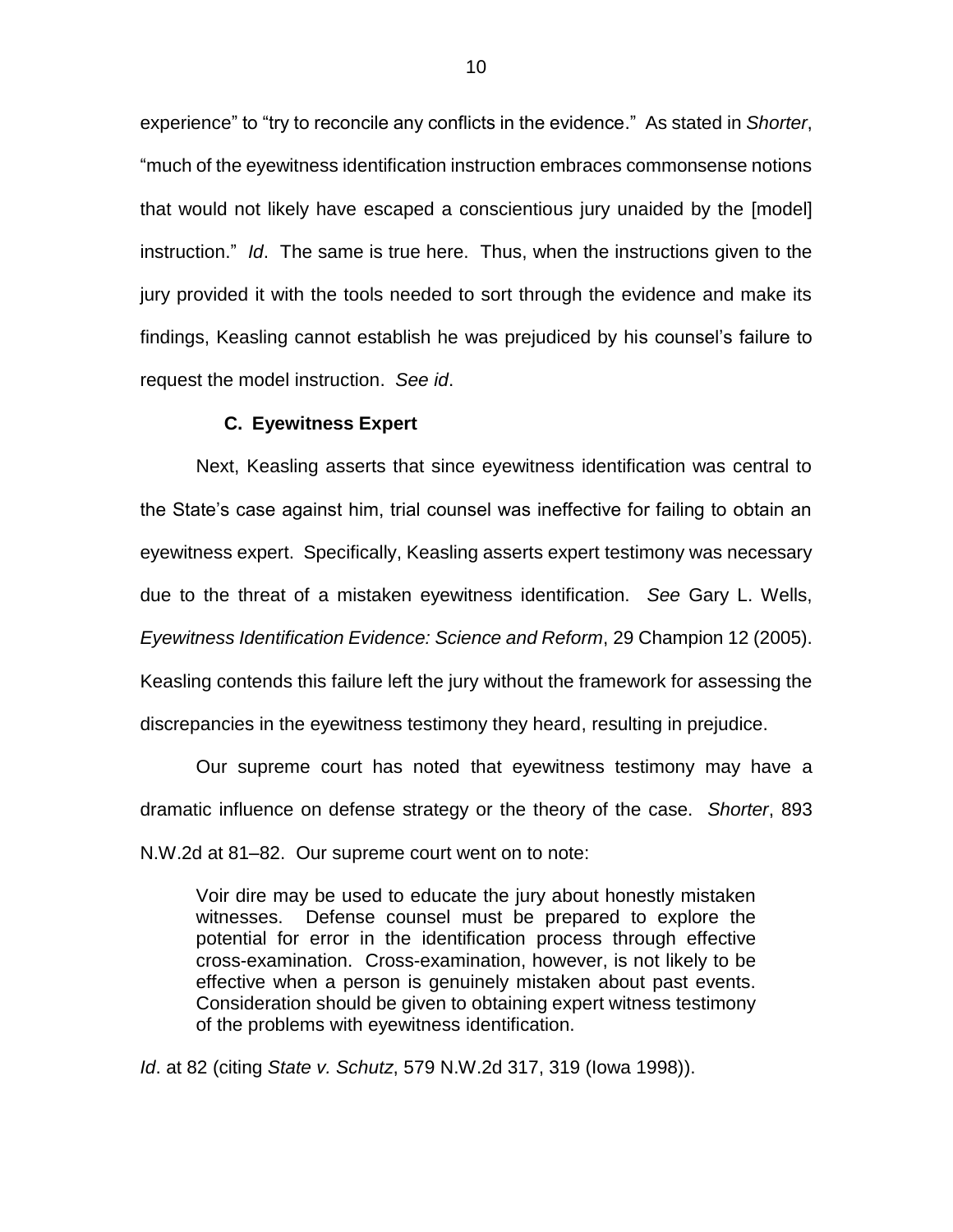experience" to "try to reconcile any conflicts in the evidence." As stated in *Shorter*, "much of the eyewitness identification instruction embraces commonsense notions that would not likely have escaped a conscientious jury unaided by the [model] instruction." *Id*. The same is true here. Thus, when the instructions given to the jury provided it with the tools needed to sort through the evidence and make its findings, Keasling cannot establish he was prejudiced by his counsel's failure to request the model instruction. *See id*.

### C. Eyewitness Expert

Next, Keasling asserts that since eyewitness identification was central to the State's case against him, trial counsel was ineffective for failing to obtain an eyewitness expert. Specifically, Keasling asserts expert testimony was necessary due to the threat of a mistaken eyewitness identification. *See* Gary L. Wells, *Eyewitness Identification Evidence: Science and Reform*, 29 Champion 12 (2005). Keasling contends this failure left the jury without the framework for assessing the discrepancies in the eyewitness testimony they heard, resulting in prejudice.

Our supreme court has noted that eyewitness testimony may have a dramatic influence on defense strategy or the theory of the case. *Shorter*, 893 N.W.2d at 81–82. Our supreme court went on to note:

> Voir dire may be used to educate the jury about honestly mistaken witnesses. Defense counsel must be prepared to explore the potential for error in the identification process through effective cross-examination. Cross-examination, however, is not likely to be effective when a person is genuinely mistaken about past events. Consideration should be given to obtaining expert witness testimony of the problems with eyewitness identification.

*Id*. at 82 (citing *State v. Schutz*, 579 N.W.2d 317, 319 (Iowa 1998)).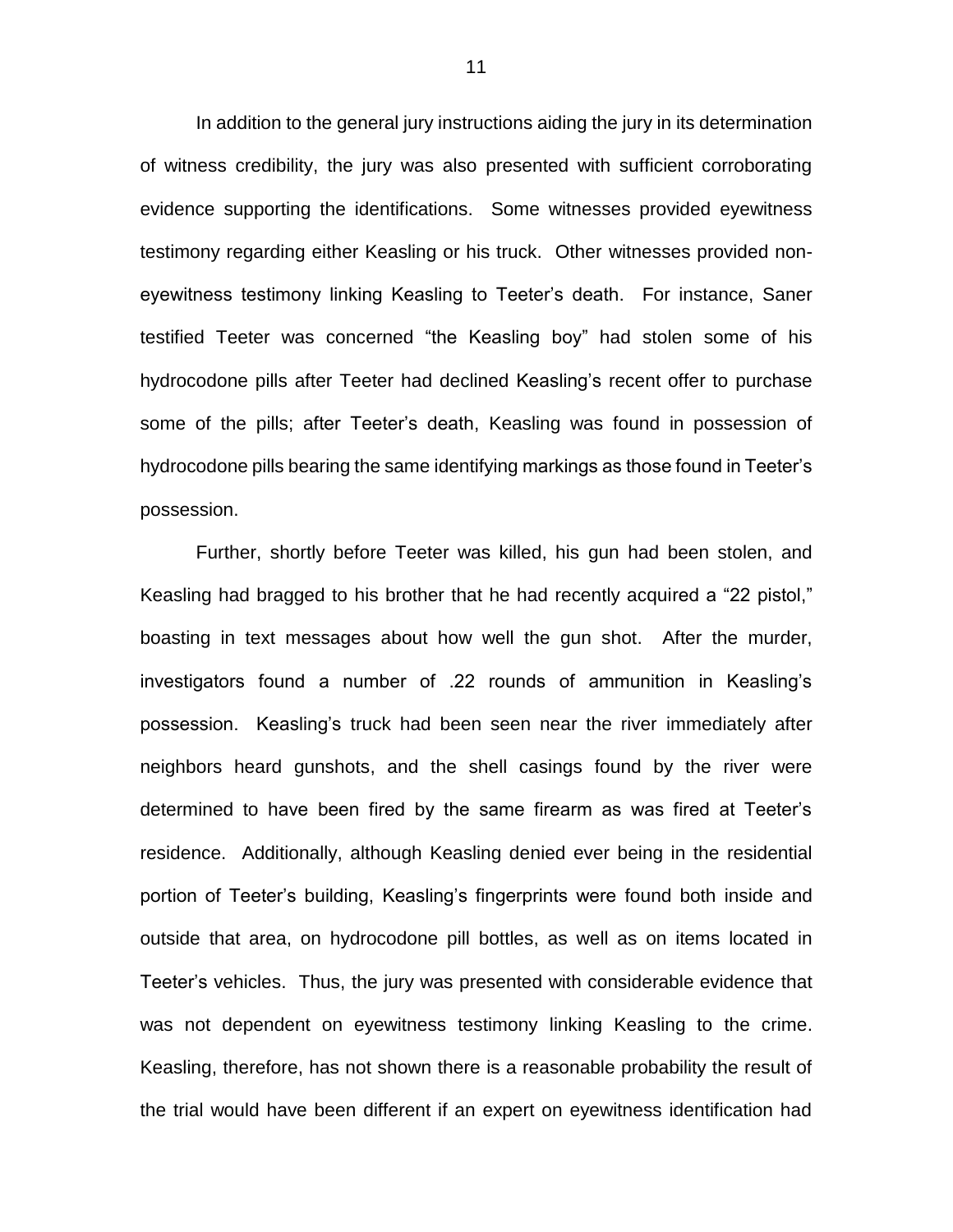In addition to the general jury instructions aiding the jury in its determination of witness credibility, the jury was also presented with sufficient corroborating evidence supporting the identifications. Some witnesses provided eyewitness testimony regarding either Keasling or his truck. Other witnesses provided non-eyewitness testimony linking Keasling to Teeter's death. For instance, Saner testified Teeter was concerned "the Keasling boy" had stolen some of his hydrocodone pills after Teeter had declined Keasling's recent offer to purchase some of the pills; after Teeter's death, Keasling was found in possession of hydrocodone pills bearing the same identifying markings as those found in Teeter's possession.

Further, shortly before Teeter was killed, his gun had been stolen, and Keasling had bragged to his brother that he had recently acquired a "22 pistol," boasting in text messages about how well the gun shot. After the murder, investigators found a number of .22 rounds of ammunition in Keasling's possession. Keasling's truck had been seen near the river immediately after neighbors heard gunshots, and the shell casings found by the river were determined to have been fired by the same firearm as was fired at Teeter's residence. Additionally, although Keasling denied ever being in the residential portion of Teeter's building, Keasling's fingerprints were found both inside and outside that area, on hydrocodone pill bottles, as well as on items located in Teeter's vehicles. Thus, the jury was presented with considerable evidence that was not dependent on eyewitness testimony linking Keasling to the crime. Keasling, therefore, has not shown there is a reasonable probability the result of the trial would have been different if an expert on eyewitness identification had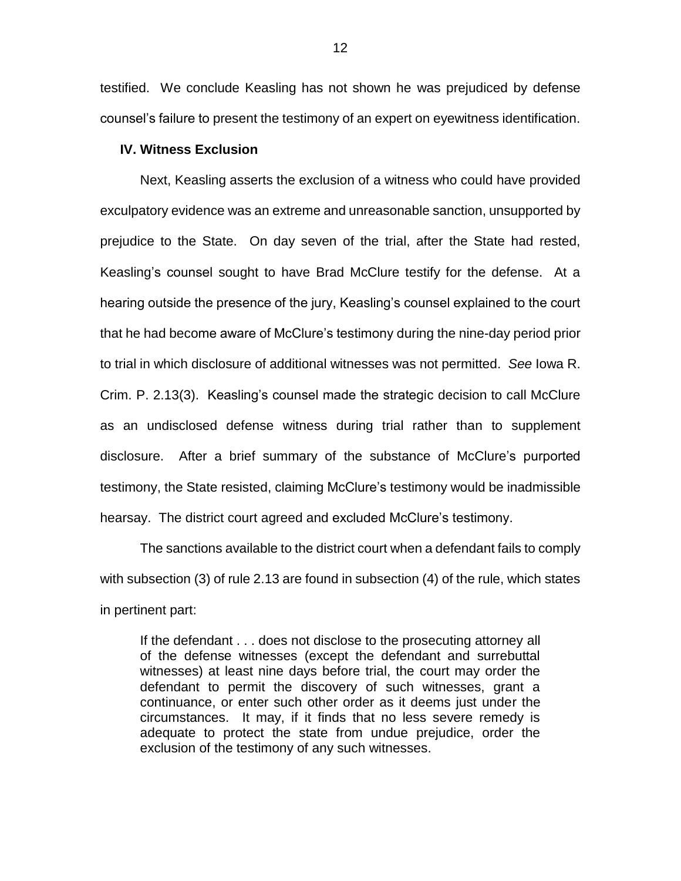testified. We conclude Keasling has not shown he was prejudiced by defense counsel's failure to present the testimony of an expert on eyewitness identification.

### IV. Witness Exclusion

Next, Keasling asserts the exclusion of a witness who could have provided exculpatory evidence was an extreme and unreasonable sanction, unsupported by prejudice to the State. On day seven of the trial, after the State had rested, Keasling's counsel sought to have Brad McClure testify for the defense. At a hearing outside the presence of the jury, Keasling's counsel explained to the court that he had become aware of McClure's testimony during the nine-day period prior to trial in which disclosure of additional witnesses was not permitted. *See* Iowa R. Crim. P. 2.13(3). Keasling's counsel made the strategic decision to call McClure as an undisclosed defense witness during trial rather than to supplement disclosure. After a brief summary of the substance of McClure's purported testimony, the State resisted, claiming McClure's testimony would be inadmissible hearsay. The district court agreed and excluded McClure's testimony.

The sanctions available to the district court when a defendant fails to comply with subsection (3) of rule 2.13 are found in subsection (4) of the rule, which states in pertinent part:

> If the defendant . . . does not disclose to the prosecuting attorney all of the defense witnesses (except the defendant and surrebuttal witnesses) at least nine days before trial, the court may order the defendant to permit the discovery of such witnesses, grant a continuance, or enter such other order as it deems just under the circumstances. It may, if it finds that no less severe remedy is adequate to protect the state from undue prejudice, order the exclusion of the testimony of any such witnesses.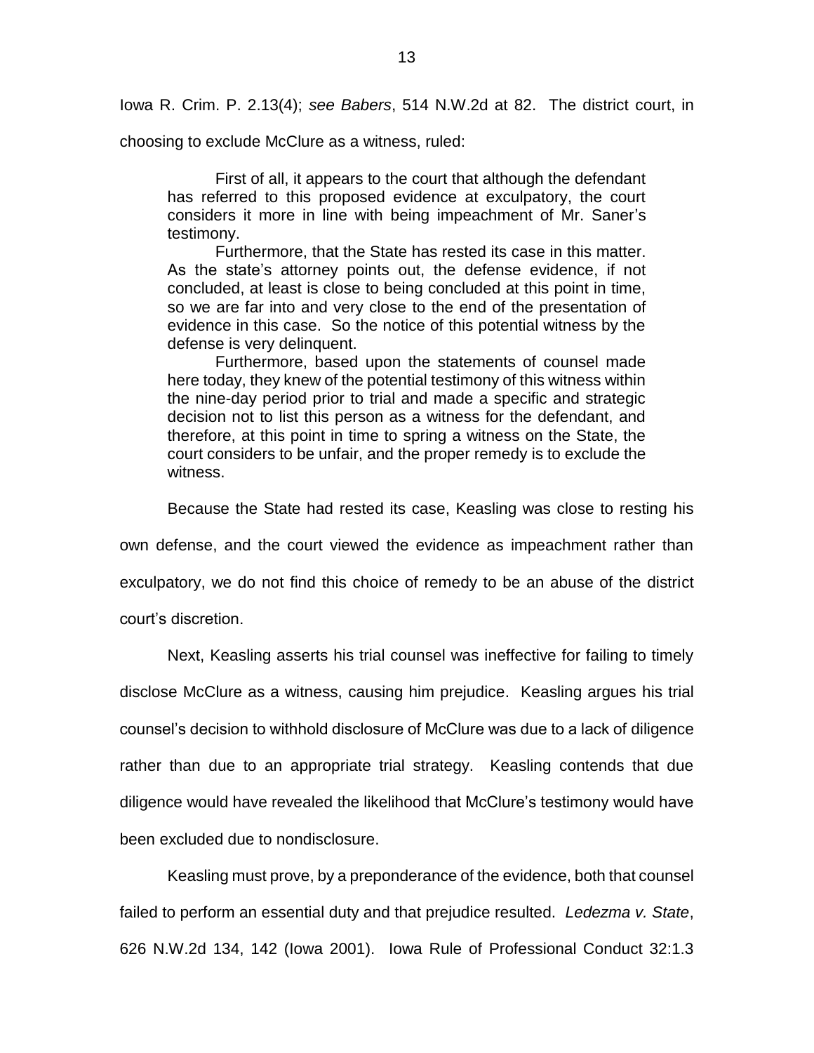Iowa R. Crim. P. 2.13(4); *see Babers*, 514 N.W.2d at 82. The district court, in choosing to exclude McClure as a witness, ruled:

> First of all, it appears to the court that although the defendant has referred to this proposed evidence at exculpatory, the court considers it more in line with being impeachment of Mr. Saner's testimony.
>
> Furthermore, that the State has rested its case in this matter. As the state's attorney points out, the defense evidence, if not concluded, at least is close to being concluded at this point in time, so we are far into and very close to the end of the presentation of evidence in this case. So the notice of this potential witness by the defense is very delinquent.
>
> Furthermore, based upon the statements of counsel made here today, they knew of the potential testimony of this witness within the nine-day period prior to trial and made a specific and strategic decision not to list this person as a witness for the defendant, and therefore, at this point in time to spring a witness on the State, the court considers to be unfair, and the proper remedy is to exclude the witness.

Because the State had rested its case, Keasling was close to resting his own defense, and the court viewed the evidence as impeachment rather than exculpatory, we do not find this choice of remedy to be an abuse of the district court's discretion.

Next, Keasling asserts his trial counsel was ineffective for failing to timely disclose McClure as a witness, causing him prejudice. Keasling argues his trial counsel's decision to withhold disclosure of McClure was due to a lack of diligence rather than due to an appropriate trial strategy. Keasling contends that due diligence would have revealed the likelihood that McClure's testimony would have been excluded due to nondisclosure.

Keasling must prove, by a preponderance of the evidence, both that counsel failed to perform an essential duty and that prejudice resulted. *Ledezma v. State*, 626 N.W.2d 134, 142 (Iowa 2001). Iowa Rule of Professional Conduct 32:1.3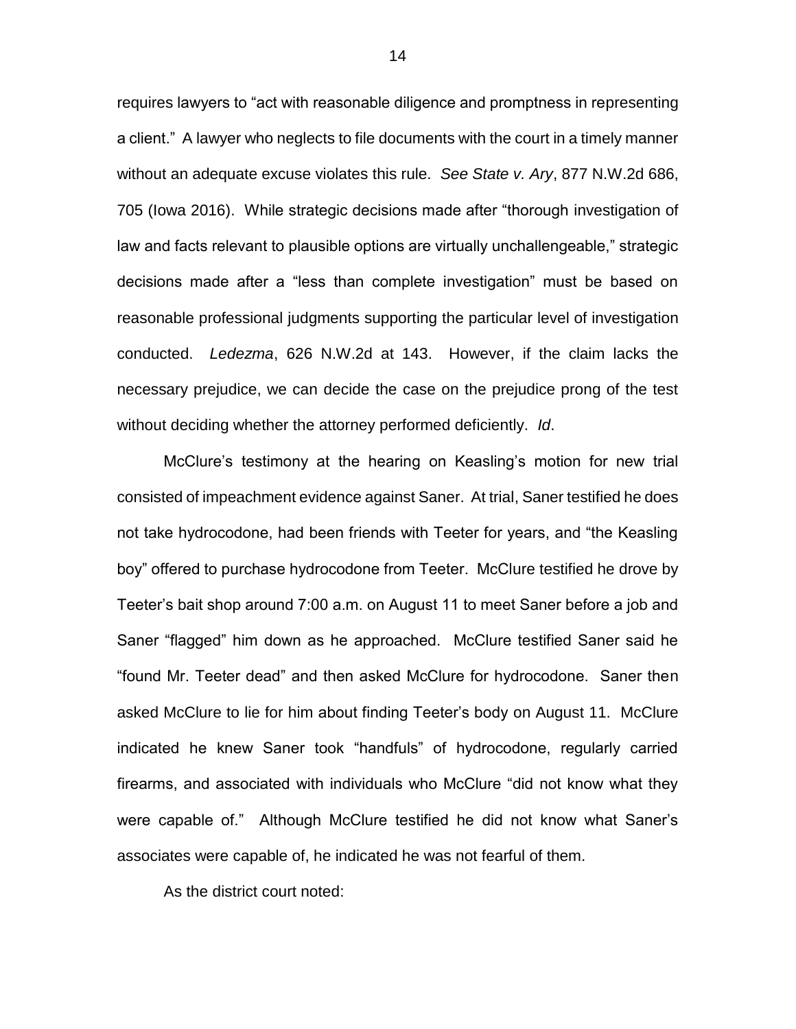requires lawyers to "act with reasonable diligence and promptness in representing a client." A lawyer who neglects to file documents with the court in a timely manner without an adequate excuse violates this rule. *See State v. Ary*, 877 N.W.2d 686, 705 (Iowa 2016). While strategic decisions made after "thorough investigation of law and facts relevant to plausible options are virtually unchallengeable," strategic decisions made after a "less than complete investigation" must be based on reasonable professional judgments supporting the particular level of investigation conducted. *Ledezma*, 626 N.W.2d at 143. However, if the claim lacks the necessary prejudice, we can decide the case on the prejudice prong of the test without deciding whether the attorney performed deficiently. *Id*.

McClure's testimony at the hearing on Keasling's motion for new trial consisted of impeachment evidence against Saner. At trial, Saner testified he does not take hydrocodone, had been friends with Teeter for years, and "the Keasling boy" offered to purchase hydrocodone from Teeter. McClure testified he drove by Teeter's bait shop around 7:00 a.m. on August 11 to meet Saner before a job and Saner "flagged" him down as he approached. McClure testified Saner said he "found Mr. Teeter dead" and then asked McClure for hydrocodone. Saner then asked McClure to lie for him about finding Teeter's body on August 11. McClure indicated he knew Saner took "handfuls" of hydrocodone, regularly carried firearms, and associated with individuals who McClure "did not know what they were capable of." Although McClure testified he did not know what Saner's associates were capable of, he indicated he was not fearful of them.

As the district court noted: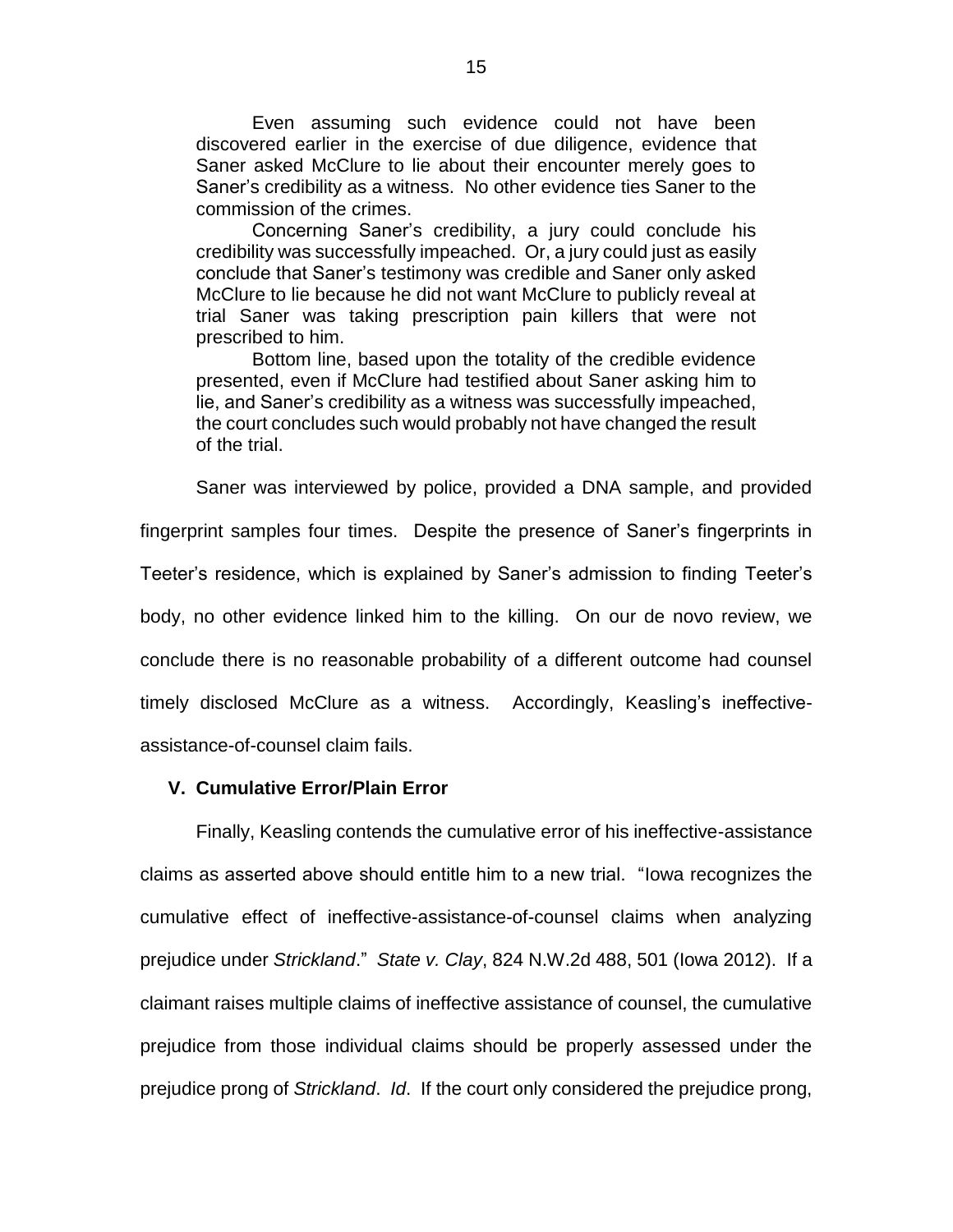> Even assuming such evidence could not have been discovered earlier in the exercise of due diligence, evidence that Saner asked McClure to lie about their encounter merely goes to Saner's credibility as a witness. No other evidence ties Saner to the commission of the crimes.
>
> Concerning Saner's credibility, a jury could conclude his credibility was successfully impeached. Or, a jury could just as easily conclude that Saner's testimony was credible and Saner only asked McClure to lie because he did not want McClure to publicly reveal at trial Saner was taking prescription pain killers that were not prescribed to him.
>
> Bottom line, based upon the totality of the credible evidence presented, even if McClure had testified about Saner asking him to lie, and Saner's credibility as a witness was successfully impeached, the court concludes such would probably not have changed the result of the trial.

Saner was interviewed by police, provided a DNA sample, and provided fingerprint samples four times. Despite the presence of Saner's fingerprints in Teeter's residence, which is explained by Saner's admission to finding Teeter's body, no other evidence linked him to the killing. On our de novo review, we conclude there is no reasonable probability of a different outcome had counsel timely disclosed McClure as a witness. Accordingly, Keasling's ineffective-assistance-of-counsel claim fails.

## V. Cumulative Error/Plain Error

Finally, Keasling contends the cumulative error of his ineffective-assistance claims as asserted above should entitle him to a new trial. "Iowa recognizes the cumulative effect of ineffective-assistance-of-counsel claims when analyzing prejudice under *Strickland*." *State v. Clay*, 824 N.W.2d 488, 501 (Iowa 2012). If a claimant raises multiple claims of ineffective assistance of counsel, the cumulative prejudice from those individual claims should be properly assessed under the prejudice prong of *Strickland*. *Id*. If the court only considered the prejudice prong,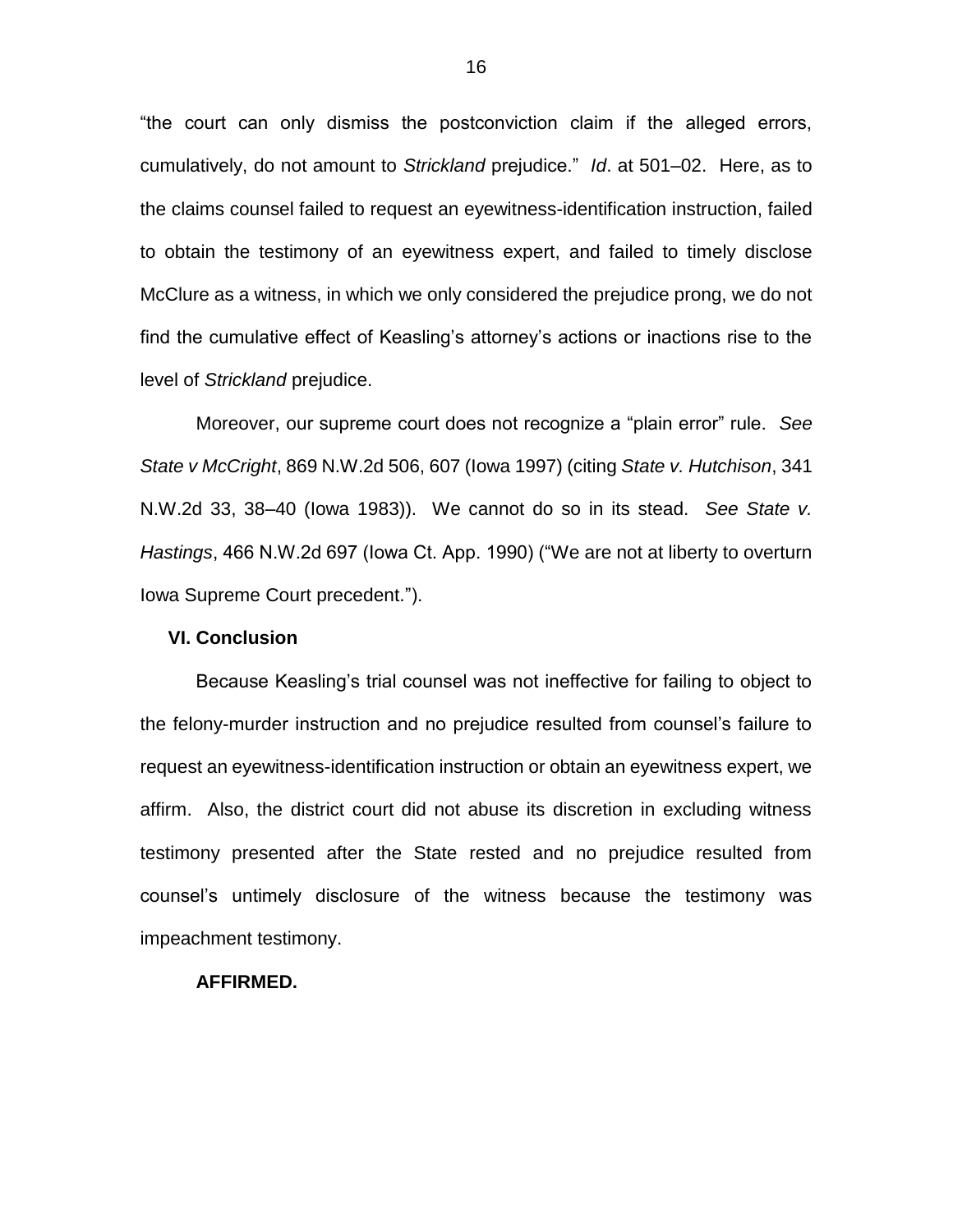"the court can only dismiss the postconviction claim if the alleged errors, cumulatively, do not amount to *Strickland* prejudice." *Id*. at 501–02. Here, as to the claims counsel failed to request an eyewitness-identification instruction, failed to obtain the testimony of an eyewitness expert, and failed to timely disclose McClure as a witness, in which we only considered the prejudice prong, we do not find the cumulative effect of Keasling's attorney's actions or inactions rise to the level of *Strickland* prejudice.

Moreover, our supreme court does not recognize a "plain error" rule. *See State v McCright*, 869 N.W.2d 506, 607 (Iowa 1997) (citing *State v. Hutchison*, 341 N.W.2d 33, 38–40 (Iowa 1983)). We cannot do so in its stead. *See State v. Hastings*, 466 N.W.2d 697 (Iowa Ct. App. 1990) ("We are not at liberty to overturn Iowa Supreme Court precedent.").

**VI. Conclusion**

Because Keasling's trial counsel was not ineffective for failing to object to the felony-murder instruction and no prejudice resulted from counsel's failure to request an eyewitness-identification instruction or obtain an eyewitness expert, we affirm. Also, the district court did not abuse its discretion in excluding witness testimony presented after the State rested and no prejudice resulted from counsel's untimely disclosure of the witness because the testimony was impeachment testimony.

**AFFIRMED.**